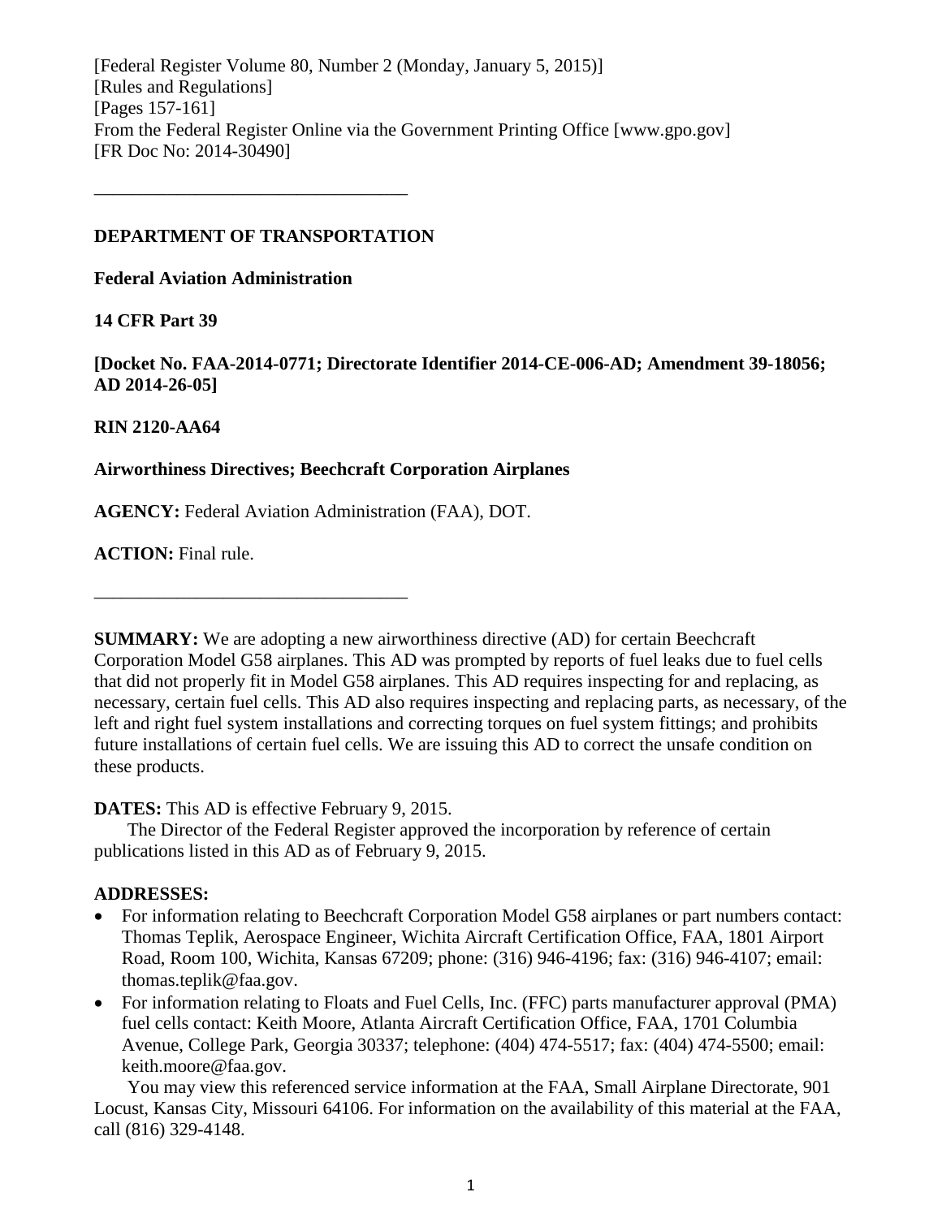[Federal Register Volume 80, Number 2 (Monday, January 5, 2015)]
[Rules and Regulations]
[Pages 157-161]
From the Federal Register Online via the Government Printing Office [www.gpo.gov]
[FR Doc No: 2014-30490]

---

**DEPARTMENT OF TRANSPORTATION**

**Federal Aviation Administration**

**14 CFR Part 39**

**[Docket No. FAA-2014-0771; Directorate Identifier 2014-CE-006-AD; Amendment 39-18056; AD 2014-26-05]**

**RIN 2120-AA64**

**Airworthiness Directives; Beechcraft Corporation Airplanes**

**AGENCY:** Federal Aviation Administration (FAA), DOT.

**ACTION:** Final rule.

---

**SUMMARY:** We are adopting a new airworthiness directive (AD) for certain Beechcraft Corporation Model G58 airplanes. This AD was prompted by reports of fuel leaks due to fuel cells that did not properly fit in Model G58 airplanes. This AD requires inspecting for and replacing, as necessary, certain fuel cells. This AD also requires inspecting and replacing parts, as necessary, of the left and right fuel system installations and correcting torques on fuel system fittings; and prohibits future installations of certain fuel cells. We are issuing this AD to correct the unsafe condition on these products.

**DATES:** This AD is effective February 9, 2015.

The Director of the Federal Register approved the incorporation by reference of certain publications listed in this AD as of February 9, 2015.

**ADDRESSES:**

- For information relating to Beechcraft Corporation Model G58 airplanes or part numbers contact: Thomas Teplik, Aerospace Engineer, Wichita Aircraft Certification Office, FAA, 1801 Airport Road, Room 100, Wichita, Kansas 67209; phone: (316) 946-4196; fax: (316) 946-4107; email: thomas.teplik@faa.gov.
- For information relating to Floats and Fuel Cells, Inc. (FFC) parts manufacturer approval (PMA) fuel cells contact: Keith Moore, Atlanta Aircraft Certification Office, FAA, 1701 Columbia Avenue, College Park, Georgia 30337; telephone: (404) 474-5517; fax: (404) 474-5500; email: keith.moore@faa.gov.

You may view this referenced service information at the FAA, Small Airplane Directorate, 901 Locust, Kansas City, Missouri 64106. For information on the availability of this material at the FAA, call (816) 329-4148.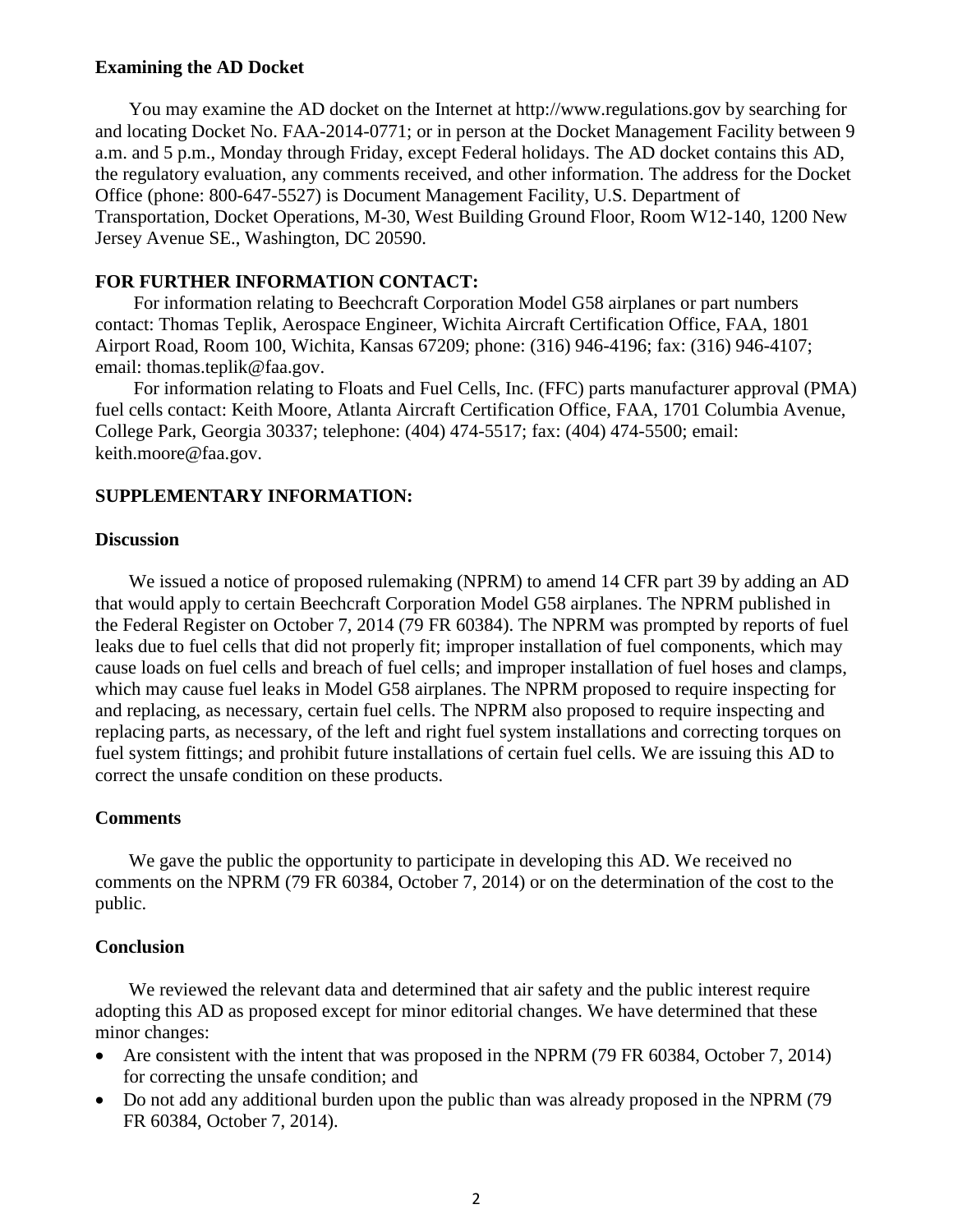**Examining the AD Docket**

You may examine the AD docket on the Internet at http://www.regulations.gov by searching for and locating Docket No. FAA-2014-0771; or in person at the Docket Management Facility between 9 a.m. and 5 p.m., Monday through Friday, except Federal holidays. The AD docket contains this AD, the regulatory evaluation, any comments received, and other information. The address for the Docket Office (phone: 800-647-5527) is Document Management Facility, U.S. Department of Transportation, Docket Operations, M-30, West Building Ground Floor, Room W12-140, 1200 New Jersey Avenue SE., Washington, DC 20590.

**FOR FURTHER INFORMATION CONTACT:**

For information relating to Beechcraft Corporation Model G58 airplanes or part numbers contact: Thomas Teplik, Aerospace Engineer, Wichita Aircraft Certification Office, FAA, 1801 Airport Road, Room 100, Wichita, Kansas 67209; phone: (316) 946-4196; fax: (316) 946-4107; email: thomas.teplik@faa.gov.

For information relating to Floats and Fuel Cells, Inc. (FFC) parts manufacturer approval (PMA) fuel cells contact: Keith Moore, Atlanta Aircraft Certification Office, FAA, 1701 Columbia Avenue, College Park, Georgia 30337; telephone: (404) 474-5517; fax: (404) 474-5500; email: keith.moore@faa.gov.

**SUPPLEMENTARY INFORMATION:**

**Discussion**

We issued a notice of proposed rulemaking (NPRM) to amend 14 CFR part 39 by adding an AD that would apply to certain Beechcraft Corporation Model G58 airplanes. The NPRM published in the Federal Register on October 7, 2014 (79 FR 60384). The NPRM was prompted by reports of fuel leaks due to fuel cells that did not properly fit; improper installation of fuel components, which may cause loads on fuel cells and breach of fuel cells; and improper installation of fuel hoses and clamps, which may cause fuel leaks in Model G58 airplanes. The NPRM proposed to require inspecting for and replacing, as necessary, certain fuel cells. The NPRM also proposed to require inspecting and replacing parts, as necessary, of the left and right fuel system installations and correcting torques on fuel system fittings; and prohibit future installations of certain fuel cells. We are issuing this AD to correct the unsafe condition on these products.

**Comments**

We gave the public the opportunity to participate in developing this AD. We received no comments on the NPRM (79 FR 60384, October 7, 2014) or on the determination of the cost to the public.

**Conclusion**

We reviewed the relevant data and determined that air safety and the public interest require adopting this AD as proposed except for minor editorial changes. We have determined that these minor changes:

- Are consistent with the intent that was proposed in the NPRM (79 FR 60384, October 7, 2014) for correcting the unsafe condition; and
- Do not add any additional burden upon the public than was already proposed in the NPRM (79 FR 60384, October 7, 2014).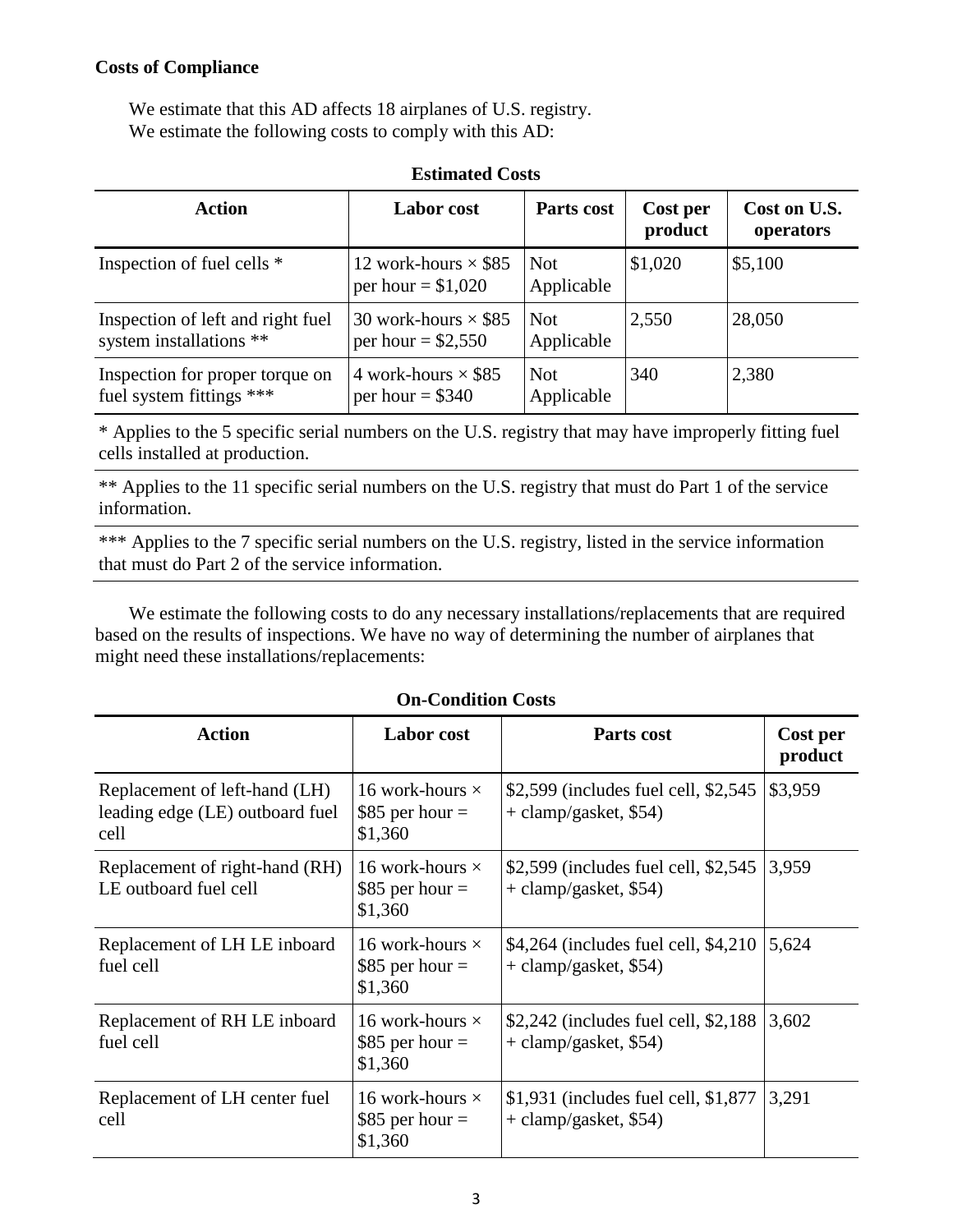**Costs of Compliance**

We estimate that this AD affects 18 airplanes of U.S. registry.
We estimate the following costs to comply with this AD:

**Estimated Costs**

| Action | Labor cost | Parts cost | Cost per product | Cost on U.S. operators |
|---|---|---|---|---|
| Inspection of fuel cells * | 12 work-hours × $85 per hour = $1,020 | Not Applicable | $1,020 | $5,100 |
| Inspection of left and right fuel system installations ** | 30 work-hours × $85 per hour = $2,550 | Not Applicable | 2,550 | 28,050 |
| Inspection for proper torque on fuel system fittings *** | 4 work-hours × $85 per hour = $340 | Not Applicable | 340 | 2,380 |

* Applies to the 5 specific serial numbers on the U.S. registry that may have improperly fitting fuel cells installed at production.

** Applies to the 11 specific serial numbers on the U.S. registry that must do Part 1 of the service information.

*** Applies to the 7 specific serial numbers on the U.S. registry, listed in the service information that must do Part 2 of the service information.

We estimate the following costs to do any necessary installations/replacements that are required based on the results of inspections. We have no way of determining the number of airplanes that might need these installations/replacements:

**On-Condition Costs**

| Action | Labor cost | Parts cost | Cost per product |
|---|---|---|---|
| Replacement of left-hand (LH) leading edge (LE) outboard fuel cell | 16 work-hours × $85 per hour = $1,360 | $2,599 (includes fuel cell, $2,545 + clamp/gasket, $54) | $3,959 |
| Replacement of right-hand (RH) LE outboard fuel cell | 16 work-hours × $85 per hour = $1,360 | $2,599 (includes fuel cell, $2,545 + clamp/gasket, $54) | 3,959 |
| Replacement of LH LE inboard fuel cell | 16 work-hours × $85 per hour = $1,360 | $4,264 (includes fuel cell, $4,210 + clamp/gasket, $54) | 5,624 |
| Replacement of RH LE inboard fuel cell | 16 work-hours × $85 per hour = $1,360 | $2,242 (includes fuel cell, $2,188 + clamp/gasket, $54) | 3,602 |
| Replacement of LH center fuel cell | 16 work-hours × $85 per hour = $1,360 | $1,931 (includes fuel cell, $1,877 + clamp/gasket, $54) | 3,291 |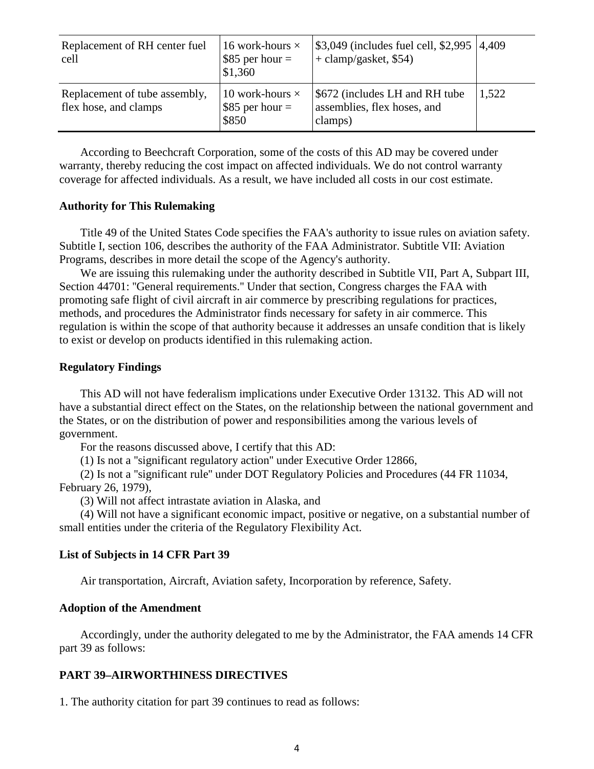| | | | |
|---|---|---|---|
| Replacement of RH center fuel cell | 16 work-hours × $85 per hour = $1,360 | $3,049 (includes fuel cell, $2,995 + clamp/gasket, $54) | 4,409 |
| Replacement of tube assembly, flex hose, and clamps | 10 work-hours × $85 per hour = $850 | $672 (includes LH and RH tube assemblies, flex hoses, and clamps) | 1,522 |

According to Beechcraft Corporation, some of the costs of this AD may be covered under warranty, thereby reducing the cost impact on affected individuals. We do not control warranty coverage for affected individuals. As a result, we have included all costs in our cost estimate.

**Authority for This Rulemaking**

Title 49 of the United States Code specifies the FAA's authority to issue rules on aviation safety. Subtitle I, section 106, describes the authority of the FAA Administrator. Subtitle VII: Aviation Programs, describes in more detail the scope of the Agency's authority.

We are issuing this rulemaking under the authority described in Subtitle VII, Part A, Subpart III, Section 44701: "General requirements." Under that section, Congress charges the FAA with promoting safe flight of civil aircraft in air commerce by prescribing regulations for practices, methods, and procedures the Administrator finds necessary for safety in air commerce. This regulation is within the scope of that authority because it addresses an unsafe condition that is likely to exist or develop on products identified in this rulemaking action.

**Regulatory Findings**

This AD will not have federalism implications under Executive Order 13132. This AD will not have a substantial direct effect on the States, on the relationship between the national government and the States, or on the distribution of power and responsibilities among the various levels of government.

For the reasons discussed above, I certify that this AD:

(1) Is not a "significant regulatory action" under Executive Order 12866,

(2) Is not a "significant rule" under DOT Regulatory Policies and Procedures (44 FR 11034, February 26, 1979),

(3) Will not affect intrastate aviation in Alaska, and

(4) Will not have a significant economic impact, positive or negative, on a substantial number of small entities under the criteria of the Regulatory Flexibility Act.

**List of Subjects in 14 CFR Part 39**

Air transportation, Aircraft, Aviation safety, Incorporation by reference, Safety.

**Adoption of the Amendment**

Accordingly, under the authority delegated to me by the Administrator, the FAA amends 14 CFR part 39 as follows:

**PART 39–AIRWORTHINESS DIRECTIVES**

1. The authority citation for part 39 continues to read as follows: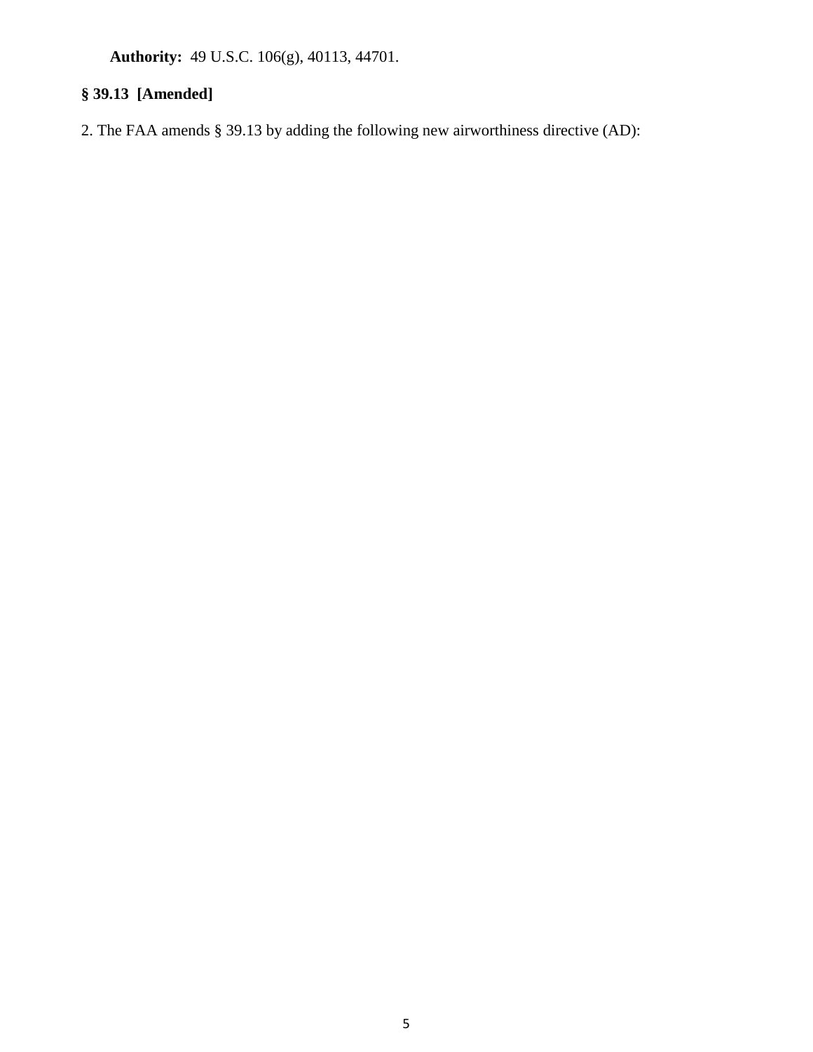**Authority:** 49 U.S.C. 106(g), 40113, 44701.

**§ 39.13 [Amended]**

2. The FAA amends § 39.13 by adding the following new airworthiness directive (AD):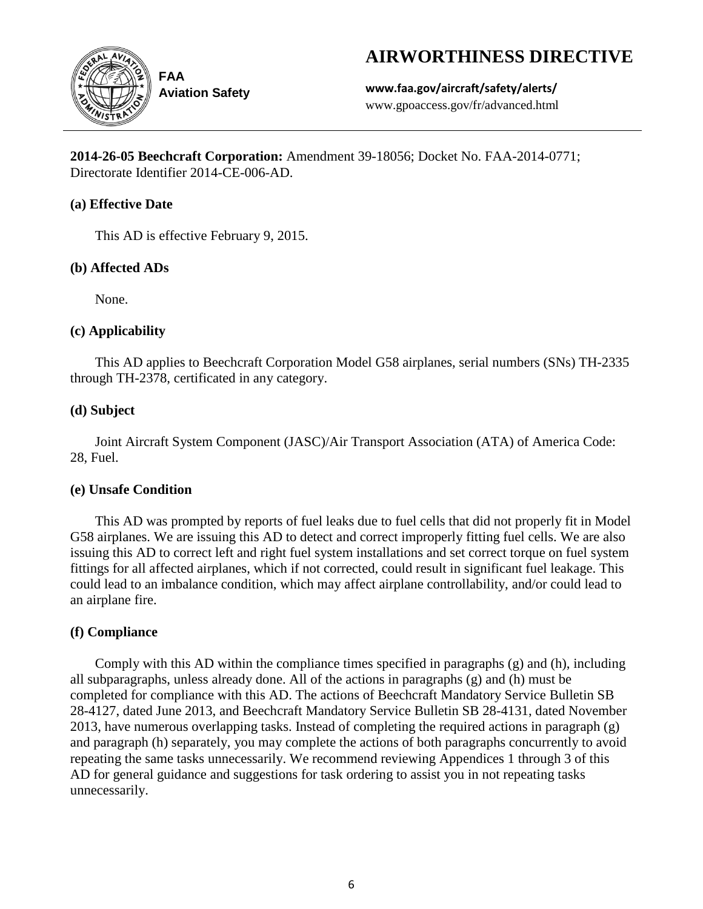# AIRWORTHINESS DIRECTIVE

FAA
Aviation Safety

**www.faa.gov/aircraft/safety/alerts/**
www.gpoaccess.gov/fr/advanced.html

---

**2014-26-05 Beechcraft Corporation:** Amendment 39-18056; Docket No. FAA-2014-0771; Directorate Identifier 2014-CE-006-AD.

### (a) Effective Date

This AD is effective February 9, 2015.

### (b) Affected ADs

None.

### (c) Applicability

This AD applies to Beechcraft Corporation Model G58 airplanes, serial numbers (SNs) TH-2335 through TH-2378, certificated in any category.

### (d) Subject

Joint Aircraft System Component (JASC)/Air Transport Association (ATA) of America Code: 28, Fuel.

### (e) Unsafe Condition

This AD was prompted by reports of fuel leaks due to fuel cells that did not properly fit in Model G58 airplanes. We are issuing this AD to detect and correct improperly fitting fuel cells. We are also issuing this AD to correct left and right fuel system installations and set correct torque on fuel system fittings for all affected airplanes, which if not corrected, could result in significant fuel leakage. This could lead to an imbalance condition, which may affect airplane controllability, and/or could lead to an airplane fire.

### (f) Compliance

Comply with this AD within the compliance times specified in paragraphs (g) and (h), including all subparagraphs, unless already done. All of the actions in paragraphs (g) and (h) must be completed for compliance with this AD. The actions of Beechcraft Mandatory Service Bulletin SB 28-4127, dated June 2013, and Beechcraft Mandatory Service Bulletin SB 28-4131, dated November 2013, have numerous overlapping tasks. Instead of completing the required actions in paragraph (g) and paragraph (h) separately, you may complete the actions of both paragraphs concurrently to avoid repeating the same tasks unnecessarily. We recommend reviewing Appendices 1 through 3 of this AD for general guidance and suggestions for task ordering to assist you in not repeating tasks unnecessarily.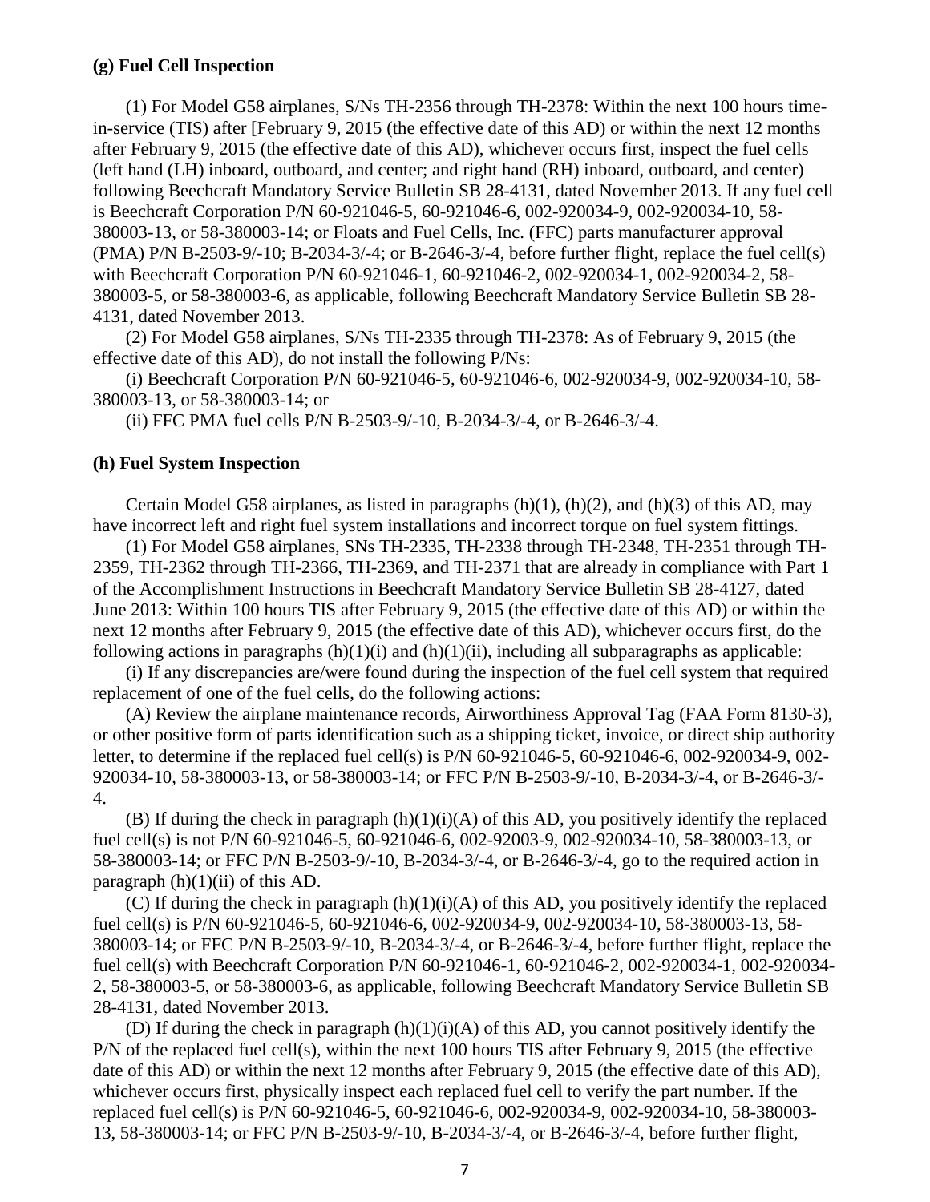**(g) Fuel Cell Inspection**

(1) For Model G58 airplanes, S/Ns TH-2356 through TH-2378: Within the next 100 hours time-in-service (TIS) after [February 9, 2015 (the effective date of this AD) or within the next 12 months after February 9, 2015 (the effective date of this AD), whichever occurs first, inspect the fuel cells (left hand (LH) inboard, outboard, and center; and right hand (RH) inboard, outboard, and center) following Beechcraft Mandatory Service Bulletin SB 28-4131, dated November 2013. If any fuel cell is Beechcraft Corporation P/N 60-921046-5, 60-921046-6, 002-920034-9, 002-920034-10, 58-380003-13, or 58-380003-14; or Floats and Fuel Cells, Inc. (FFC) parts manufacturer approval (PMA) P/N B-2503-9/-10; B-2034-3/-4; or B-2646-3/-4, before further flight, replace the fuel cell(s) with Beechcraft Corporation P/N 60-921046-1, 60-921046-2, 002-920034-1, 002-920034-2, 58-380003-5, or 58-380003-6, as applicable, following Beechcraft Mandatory Service Bulletin SB 28-4131, dated November 2013.

(2) For Model G58 airplanes, S/Ns TH-2335 through TH-2378: As of February 9, 2015 (the effective date of this AD), do not install the following P/Ns:

(i) Beechcraft Corporation P/N 60-921046-5, 60-921046-6, 002-920034-9, 002-920034-10, 58-380003-13, or 58-380003-14; or

(ii) FFC PMA fuel cells P/N B-2503-9/-10, B-2034-3/-4, or B-2646-3/-4.

**(h) Fuel System Inspection**

Certain Model G58 airplanes, as listed in paragraphs (h)(1), (h)(2), and (h)(3) of this AD, may have incorrect left and right fuel system installations and incorrect torque on fuel system fittings.

(1) For Model G58 airplanes, SNs TH-2335, TH-2338 through TH-2348, TH-2351 through TH-2359, TH-2362 through TH-2366, TH-2369, and TH-2371 that are already in compliance with Part 1 of the Accomplishment Instructions in Beechcraft Mandatory Service Bulletin SB 28-4127, dated June 2013: Within 100 hours TIS after February 9, 2015 (the effective date of this AD) or within the next 12 months after February 9, 2015 (the effective date of this AD), whichever occurs first, do the following actions in paragraphs (h)(1)(i) and (h)(1)(ii), including all subparagraphs as applicable:

(i) If any discrepancies are/were found during the inspection of the fuel cell system that required replacement of one of the fuel cells, do the following actions:

(A) Review the airplane maintenance records, Airworthiness Approval Tag (FAA Form 8130-3), or other positive form of parts identification such as a shipping ticket, invoice, or direct ship authority letter, to determine if the replaced fuel cell(s) is P/N 60-921046-5, 60-921046-6, 002-920034-9, 002-920034-10, 58-380003-13, or 58-380003-14; or FFC P/N B-2503-9/-10, B-2034-3/-4, or B-2646-3/-4.

(B) If during the check in paragraph (h)(1)(i)(A) of this AD, you positively identify the replaced fuel cell(s) is not P/N 60-921046-5, 60-921046-6, 002-92003-9, 002-920034-10, 58-380003-13, or 58-380003-14; or FFC P/N B-2503-9/-10, B-2034-3/-4, or B-2646-3/-4, go to the required action in paragraph (h)(1)(ii) of this AD.

(C) If during the check in paragraph (h)(1)(i)(A) of this AD, you positively identify the replaced fuel cell(s) is P/N 60-921046-5, 60-921046-6, 002-920034-9, 002-920034-10, 58-380003-13, 58-380003-14; or FFC P/N B-2503-9/-10, B-2034-3/-4, or B-2646-3/-4, before further flight, replace the fuel cell(s) with Beechcraft Corporation P/N 60-921046-1, 60-921046-2, 002-920034-1, 002-920034-2, 58-380003-5, or 58-380003-6, as applicable, following Beechcraft Mandatory Service Bulletin SB 28-4131, dated November 2013.

(D) If during the check in paragraph (h)(1)(i)(A) of this AD, you cannot positively identify the P/N of the replaced fuel cell(s), within the next 100 hours TIS after February 9, 2015 (the effective date of this AD) or within the next 12 months after February 9, 2015 (the effective date of this AD), whichever occurs first, physically inspect each replaced fuel cell to verify the part number. If the replaced fuel cell(s) is P/N 60-921046-5, 60-921046-6, 002-920034-9, 002-920034-10, 58-380003-13, 58-380003-14; or FFC P/N B-2503-9/-10, B-2034-3/-4, or B-2646-3/-4, before further flight,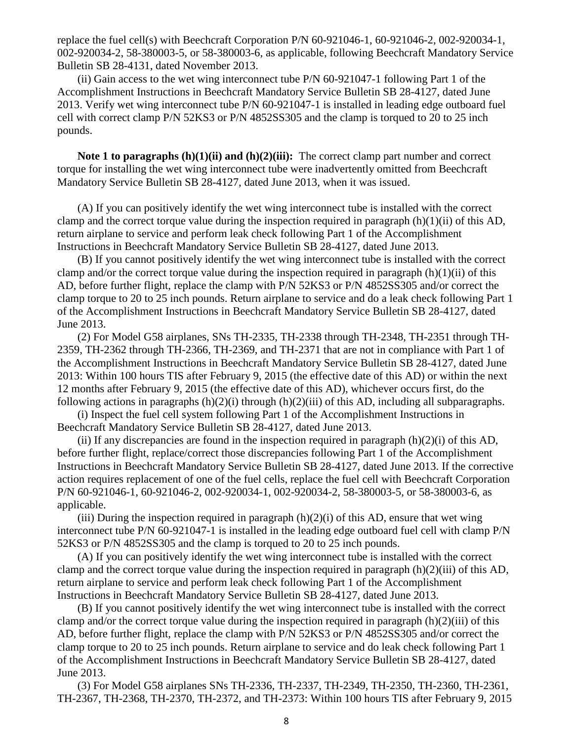replace the fuel cell(s) with Beechcraft Corporation P/N 60-921046-1, 60-921046-2, 002-920034-1, 002-920034-2, 58-380003-5, or 58-380003-6, as applicable, following Beechcraft Mandatory Service Bulletin SB 28-4131, dated November 2013.

(ii) Gain access to the wet wing interconnect tube P/N 60-921047-1 following Part 1 of the Accomplishment Instructions in Beechcraft Mandatory Service Bulletin SB 28-4127, dated June 2013. Verify wet wing interconnect tube P/N 60-921047-1 is installed in leading edge outboard fuel cell with correct clamp P/N 52KS3 or P/N 4852SS305 and the clamp is torqued to 20 to 25 inch pounds.

**Note 1 to paragraphs (h)(1)(ii) and (h)(2)(iii):** The correct clamp part number and correct torque for installing the wet wing interconnect tube were inadvertently omitted from Beechcraft Mandatory Service Bulletin SB 28-4127, dated June 2013, when it was issued.

(A) If you can positively identify the wet wing interconnect tube is installed with the correct clamp and the correct torque value during the inspection required in paragraph (h)(1)(ii) of this AD, return airplane to service and perform leak check following Part 1 of the Accomplishment Instructions in Beechcraft Mandatory Service Bulletin SB 28-4127, dated June 2013.

(B) If you cannot positively identify the wet wing interconnect tube is installed with the correct clamp and/or the correct torque value during the inspection required in paragraph (h)(1)(ii) of this AD, before further flight, replace the clamp with P/N 52KS3 or P/N 4852SS305 and/or correct the clamp torque to 20 to 25 inch pounds. Return airplane to service and do a leak check following Part 1 of the Accomplishment Instructions in Beechcraft Mandatory Service Bulletin SB 28-4127, dated June 2013.

(2) For Model G58 airplanes, SNs TH-2335, TH-2338 through TH-2348, TH-2351 through TH-2359, TH-2362 through TH-2366, TH-2369, and TH-2371 that are not in compliance with Part 1 of the Accomplishment Instructions in Beechcraft Mandatory Service Bulletin SB 28-4127, dated June 2013: Within 100 hours TIS after February 9, 2015 (the effective date of this AD) or within the next 12 months after February 9, 2015 (the effective date of this AD), whichever occurs first, do the following actions in paragraphs (h)(2)(i) through (h)(2)(iii) of this AD, including all subparagraphs.

(i) Inspect the fuel cell system following Part 1 of the Accomplishment Instructions in Beechcraft Mandatory Service Bulletin SB 28-4127, dated June 2013.

(ii) If any discrepancies are found in the inspection required in paragraph (h)(2)(i) of this AD, before further flight, replace/correct those discrepancies following Part 1 of the Accomplishment Instructions in Beechcraft Mandatory Service Bulletin SB 28-4127, dated June 2013. If the corrective action requires replacement of one of the fuel cells, replace the fuel cell with Beechcraft Corporation P/N 60-921046-1, 60-921046-2, 002-920034-1, 002-920034-2, 58-380003-5, or 58-380003-6, as applicable.

(iii) During the inspection required in paragraph (h)(2)(i) of this AD, ensure that wet wing interconnect tube P/N 60-921047-1 is installed in the leading edge outboard fuel cell with clamp P/N 52KS3 or P/N 4852SS305 and the clamp is torqued to 20 to 25 inch pounds.

(A) If you can positively identify the wet wing interconnect tube is installed with the correct clamp and the correct torque value during the inspection required in paragraph (h)(2)(iii) of this AD, return airplane to service and perform leak check following Part 1 of the Accomplishment Instructions in Beechcraft Mandatory Service Bulletin SB 28-4127, dated June 2013.

(B) If you cannot positively identify the wet wing interconnect tube is installed with the correct clamp and/or the correct torque value during the inspection required in paragraph (h)(2)(iii) of this AD, before further flight, replace the clamp with P/N 52KS3 or P/N 4852SS305 and/or correct the clamp torque to 20 to 25 inch pounds. Return airplane to service and do leak check following Part 1 of the Accomplishment Instructions in Beechcraft Mandatory Service Bulletin SB 28-4127, dated June 2013.

(3) For Model G58 airplanes SNs TH-2336, TH-2337, TH-2349, TH-2350, TH-2360, TH-2361, TH-2367, TH-2368, TH-2370, TH-2372, and TH-2373: Within 100 hours TIS after February 9, 2015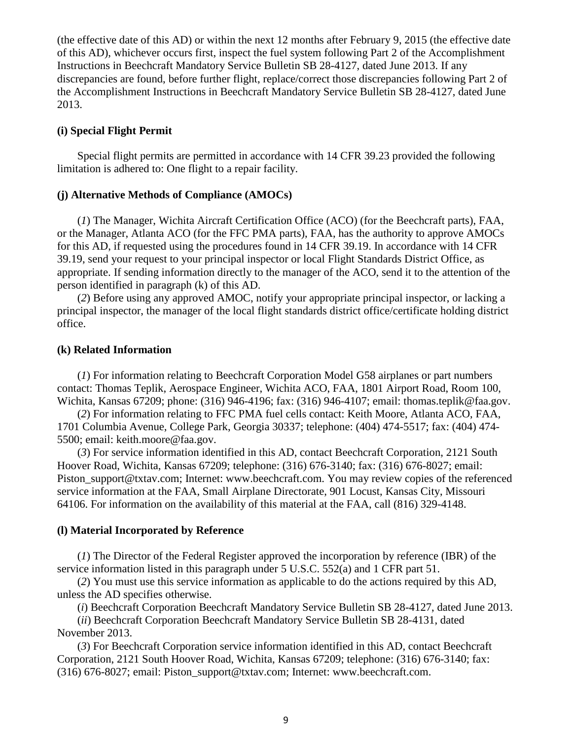(the effective date of this AD) or within the next 12 months after February 9, 2015 (the effective date of this AD), whichever occurs first, inspect the fuel system following Part 2 of the Accomplishment Instructions in Beechcraft Mandatory Service Bulletin SB 28-4127, dated June 2013. If any discrepancies are found, before further flight, replace/correct those discrepancies following Part 2 of the Accomplishment Instructions in Beechcraft Mandatory Service Bulletin SB 28-4127, dated June 2013.

**(i) Special Flight Permit**

Special flight permits are permitted in accordance with 14 CFR 39.23 provided the following limitation is adhered to: One flight to a repair facility.

**(j) Alternative Methods of Compliance (AMOCs)**

(*1*) The Manager, Wichita Aircraft Certification Office (ACO) (for the Beechcraft parts), FAA, or the Manager, Atlanta ACO (for the FFC PMA parts), FAA, has the authority to approve AMOCs for this AD, if requested using the procedures found in 14 CFR 39.19. In accordance with 14 CFR 39.19, send your request to your principal inspector or local Flight Standards District Office, as appropriate. If sending information directly to the manager of the ACO, send it to the attention of the person identified in paragraph (k) of this AD.

(*2*) Before using any approved AMOC, notify your appropriate principal inspector, or lacking a principal inspector, the manager of the local flight standards district office/certificate holding district office.

**(k) Related Information**

(*1*) For information relating to Beechcraft Corporation Model G58 airplanes or part numbers contact: Thomas Teplik, Aerospace Engineer, Wichita ACO, FAA, 1801 Airport Road, Room 100, Wichita, Kansas 67209; phone: (316) 946-4196; fax: (316) 946-4107; email: thomas.teplik@faa.gov.

(*2*) For information relating to FFC PMA fuel cells contact: Keith Moore, Atlanta ACO, FAA, 1701 Columbia Avenue, College Park, Georgia 30337; telephone: (404) 474-5517; fax: (404) 474-5500; email: keith.moore@faa.gov.

(*3*) For service information identified in this AD, contact Beechcraft Corporation, 2121 South Hoover Road, Wichita, Kansas 67209; telephone: (316) 676-3140; fax: (316) 676-8027; email: Piston_support@txtav.com; Internet: www.beechcraft.com. You may review copies of the referenced service information at the FAA, Small Airplane Directorate, 901 Locust, Kansas City, Missouri 64106. For information on the availability of this material at the FAA, call (816) 329-4148.

**(l) Material Incorporated by Reference**

(*1*) The Director of the Federal Register approved the incorporation by reference (IBR) of the service information listed in this paragraph under 5 U.S.C. 552(a) and 1 CFR part 51.

(*2*) You must use this service information as applicable to do the actions required by this AD, unless the AD specifies otherwise.

(*i*) Beechcraft Corporation Beechcraft Mandatory Service Bulletin SB 28-4127, dated June 2013.

(*ii*) Beechcraft Corporation Beechcraft Mandatory Service Bulletin SB 28-4131, dated November 2013.

(*3*) For Beechcraft Corporation service information identified in this AD, contact Beechcraft Corporation, 2121 South Hoover Road, Wichita, Kansas 67209; telephone: (316) 676-3140; fax: (316) 676-8027; email: Piston_support@txtav.com; Internet: www.beechcraft.com.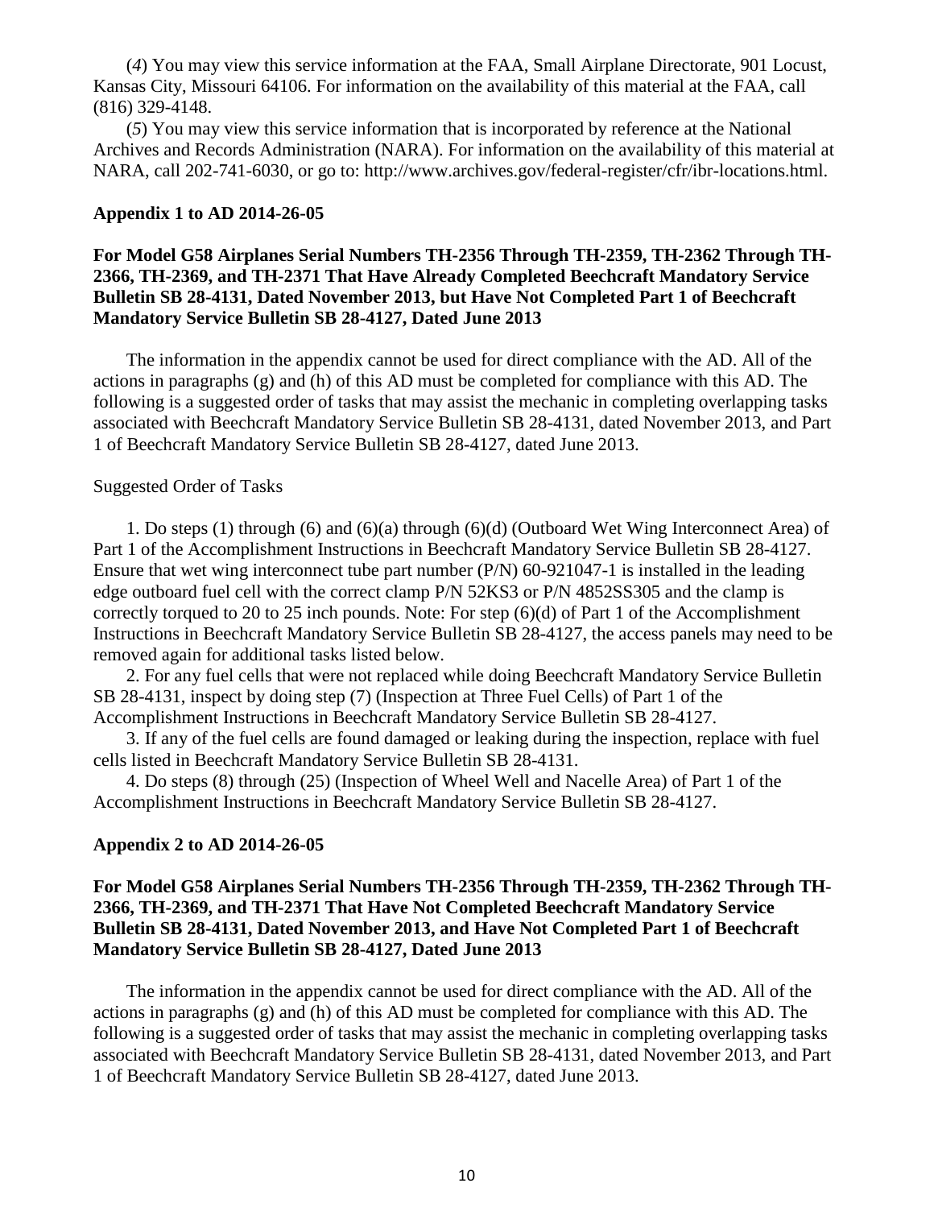(*4*) You may view this service information at the FAA, Small Airplane Directorate, 901 Locust, Kansas City, Missouri 64106. For information on the availability of this material at the FAA, call (816) 329-4148.

(*5*) You may view this service information that is incorporated by reference at the National Archives and Records Administration (NARA). For information on the availability of this material at NARA, call 202-741-6030, or go to: http://www.archives.gov/federal-register/cfr/ibr-locations.html.

## Appendix 1 to AD 2014-26-05

### For Model G58 Airplanes Serial Numbers TH-2356 Through TH-2359, TH-2362 Through TH-2366, TH-2369, and TH-2371 That Have Already Completed Beechcraft Mandatory Service Bulletin SB 28-4131, Dated November 2013, but Have Not Completed Part 1 of Beechcraft Mandatory Service Bulletin SB 28-4127, Dated June 2013

The information in the appendix cannot be used for direct compliance with the AD. All of the actions in paragraphs (g) and (h) of this AD must be completed for compliance with this AD. The following is a suggested order of tasks that may assist the mechanic in completing overlapping tasks associated with Beechcraft Mandatory Service Bulletin SB 28-4131, dated November 2013, and Part 1 of Beechcraft Mandatory Service Bulletin SB 28-4127, dated June 2013.

Suggested Order of Tasks

1. Do steps (1) through (6) and (6)(a) through (6)(d) (Outboard Wet Wing Interconnect Area) of Part 1 of the Accomplishment Instructions in Beechcraft Mandatory Service Bulletin SB 28-4127. Ensure that wet wing interconnect tube part number (P/N) 60-921047-1 is installed in the leading edge outboard fuel cell with the correct clamp P/N 52KS3 or P/N 4852SS305 and the clamp is correctly torqued to 20 to 25 inch pounds. Note: For step (6)(d) of Part 1 of the Accomplishment Instructions in Beechcraft Mandatory Service Bulletin SB 28-4127, the access panels may need to be removed again for additional tasks listed below.

2. For any fuel cells that were not replaced while doing Beechcraft Mandatory Service Bulletin SB 28-4131, inspect by doing step (7) (Inspection at Three Fuel Cells) of Part 1 of the Accomplishment Instructions in Beechcraft Mandatory Service Bulletin SB 28-4127.

3. If any of the fuel cells are found damaged or leaking during the inspection, replace with fuel cells listed in Beechcraft Mandatory Service Bulletin SB 28-4131.

4. Do steps (8) through (25) (Inspection of Wheel Well and Nacelle Area) of Part 1 of the Accomplishment Instructions in Beechcraft Mandatory Service Bulletin SB 28-4127.

## Appendix 2 to AD 2014-26-05

### For Model G58 Airplanes Serial Numbers TH-2356 Through TH-2359, TH-2362 Through TH-2366, TH-2369, and TH-2371 That Have Not Completed Beechcraft Mandatory Service Bulletin SB 28-4131, Dated November 2013, and Have Not Completed Part 1 of Beechcraft Mandatory Service Bulletin SB 28-4127, Dated June 2013

The information in the appendix cannot be used for direct compliance with the AD. All of the actions in paragraphs (g) and (h) of this AD must be completed for compliance with this AD. The following is a suggested order of tasks that may assist the mechanic in completing overlapping tasks associated with Beechcraft Mandatory Service Bulletin SB 28-4131, dated November 2013, and Part 1 of Beechcraft Mandatory Service Bulletin SB 28-4127, dated June 2013.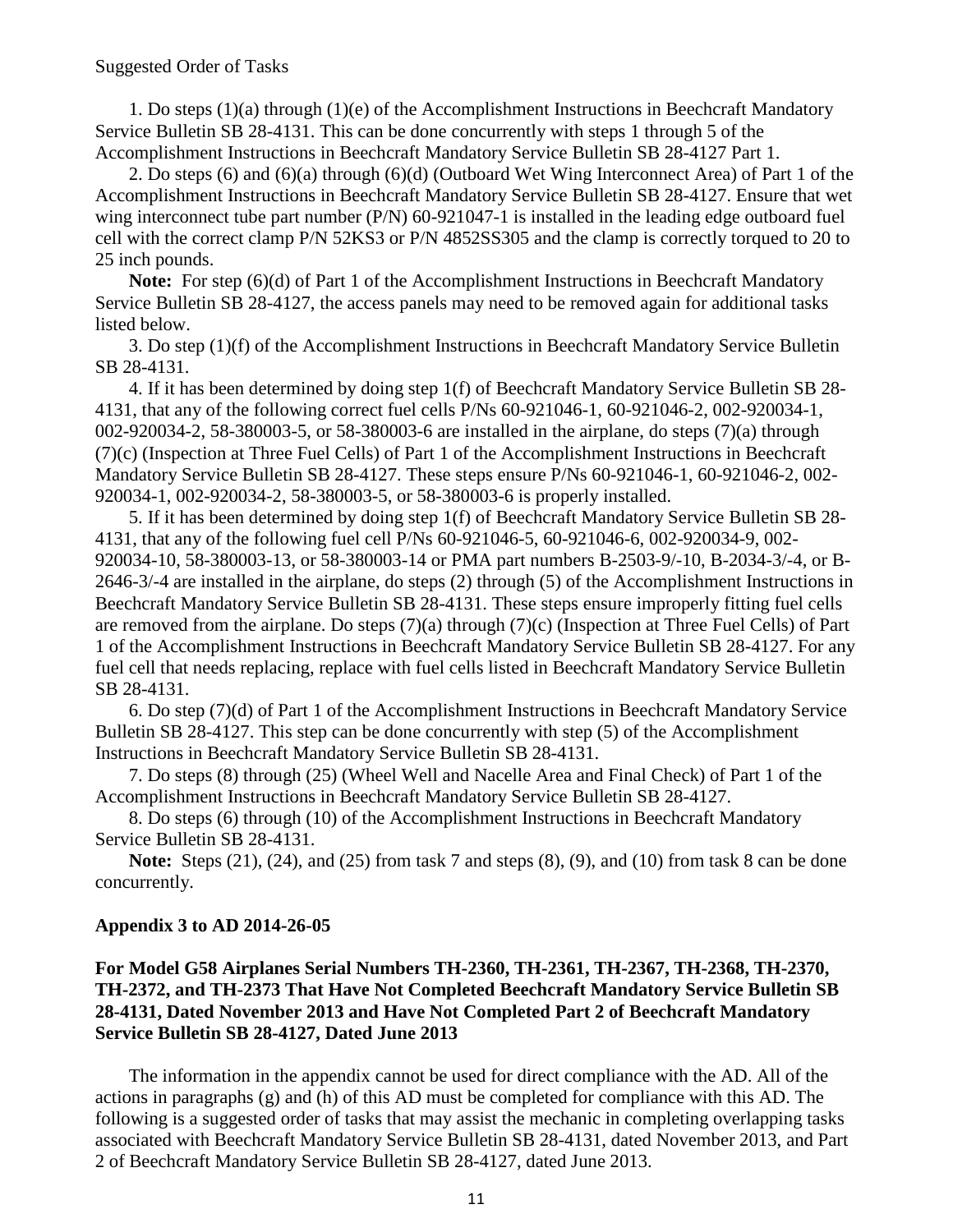Suggested Order of Tasks

1. Do steps (1)(a) through (1)(e) of the Accomplishment Instructions in Beechcraft Mandatory Service Bulletin SB 28-4131. This can be done concurrently with steps 1 through 5 of the Accomplishment Instructions in Beechcraft Mandatory Service Bulletin SB 28-4127 Part 1.

2. Do steps (6) and (6)(a) through (6)(d) (Outboard Wet Wing Interconnect Area) of Part 1 of the Accomplishment Instructions in Beechcraft Mandatory Service Bulletin SB 28-4127. Ensure that wet wing interconnect tube part number (P/N) 60-921047-1 is installed in the leading edge outboard fuel cell with the correct clamp P/N 52KS3 or P/N 4852SS305 and the clamp is correctly torqued to 20 to 25 inch pounds.

**Note:** For step (6)(d) of Part 1 of the Accomplishment Instructions in Beechcraft Mandatory Service Bulletin SB 28-4127, the access panels may need to be removed again for additional tasks listed below.

3. Do step (1)(f) of the Accomplishment Instructions in Beechcraft Mandatory Service Bulletin SB 28-4131.

4. If it has been determined by doing step 1(f) of Beechcraft Mandatory Service Bulletin SB 28-4131, that any of the following correct fuel cells P/Ns 60-921046-1, 60-921046-2, 002-920034-1, 002-920034-2, 58-380003-5, or 58-380003-6 are installed in the airplane, do steps (7)(a) through (7)(c) (Inspection at Three Fuel Cells) of Part 1 of the Accomplishment Instructions in Beechcraft Mandatory Service Bulletin SB 28-4127. These steps ensure P/Ns 60-921046-1, 60-921046-2, 002-920034-1, 002-920034-2, 58-380003-5, or 58-380003-6 is properly installed.

5. If it has been determined by doing step 1(f) of Beechcraft Mandatory Service Bulletin SB 28-4131, that any of the following fuel cell P/Ns 60-921046-5, 60-921046-6, 002-920034-9, 002-920034-10, 58-380003-13, or 58-380003-14 or PMA part numbers B-2503-9/-10, B-2034-3/-4, or B-2646-3/-4 are installed in the airplane, do steps (2) through (5) of the Accomplishment Instructions in Beechcraft Mandatory Service Bulletin SB 28-4131. These steps ensure improperly fitting fuel cells are removed from the airplane. Do steps (7)(a) through (7)(c) (Inspection at Three Fuel Cells) of Part 1 of the Accomplishment Instructions in Beechcraft Mandatory Service Bulletin SB 28-4127. For any fuel cell that needs replacing, replace with fuel cells listed in Beechcraft Mandatory Service Bulletin SB 28-4131.

6. Do step (7)(d) of Part 1 of the Accomplishment Instructions in Beechcraft Mandatory Service Bulletin SB 28-4127. This step can be done concurrently with step (5) of the Accomplishment Instructions in Beechcraft Mandatory Service Bulletin SB 28-4131.

7. Do steps (8) through (25) (Wheel Well and Nacelle Area and Final Check) of Part 1 of the Accomplishment Instructions in Beechcraft Mandatory Service Bulletin SB 28-4127.

8. Do steps (6) through (10) of the Accomplishment Instructions in Beechcraft Mandatory Service Bulletin SB 28-4131.

**Note:** Steps (21), (24), and (25) from task 7 and steps (8), (9), and (10) from task 8 can be done concurrently.

## Appendix 3 to AD 2014-26-05

### For Model G58 Airplanes Serial Numbers TH-2360, TH-2361, TH-2367, TH-2368, TH-2370, TH-2372, and TH-2373 That Have Not Completed Beechcraft Mandatory Service Bulletin SB 28-4131, Dated November 2013 and Have Not Completed Part 2 of Beechcraft Mandatory Service Bulletin SB 28-4127, Dated June 2013

The information in the appendix cannot be used for direct compliance with the AD. All of the actions in paragraphs (g) and (h) of this AD must be completed for compliance with this AD. The following is a suggested order of tasks that may assist the mechanic in completing overlapping tasks associated with Beechcraft Mandatory Service Bulletin SB 28-4131, dated November 2013, and Part 2 of Beechcraft Mandatory Service Bulletin SB 28-4127, dated June 2013.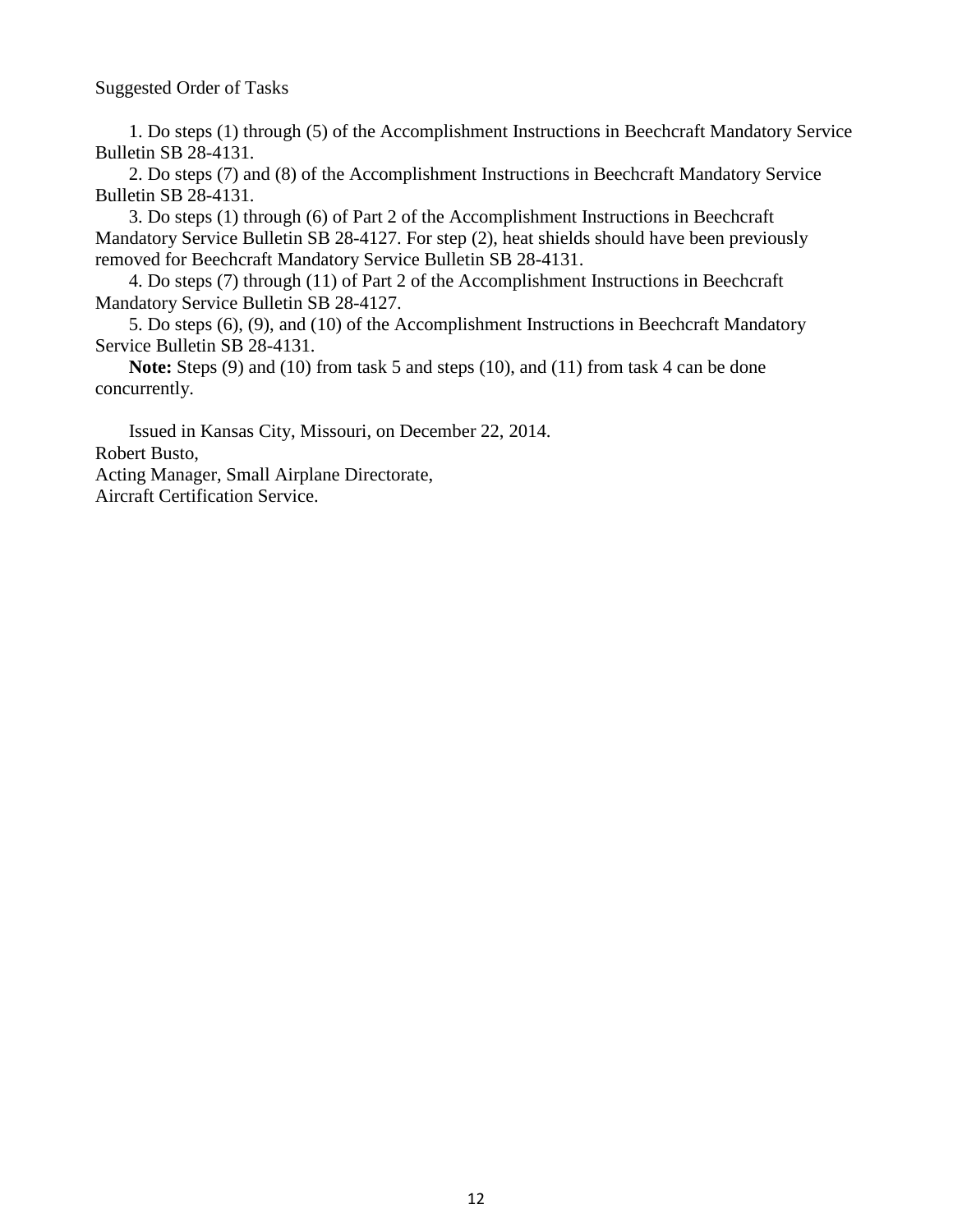Suggested Order of Tasks

1. Do steps (1) through (5) of the Accomplishment Instructions in Beechcraft Mandatory Service Bulletin SB 28-4131.

2. Do steps (7) and (8) of the Accomplishment Instructions in Beechcraft Mandatory Service Bulletin SB 28-4131.

3. Do steps (1) through (6) of Part 2 of the Accomplishment Instructions in Beechcraft Mandatory Service Bulletin SB 28-4127. For step (2), heat shields should have been previously removed for Beechcraft Mandatory Service Bulletin SB 28-4131.

4. Do steps (7) through (11) of Part 2 of the Accomplishment Instructions in Beechcraft Mandatory Service Bulletin SB 28-4127.

5. Do steps (6), (9), and (10) of the Accomplishment Instructions in Beechcraft Mandatory Service Bulletin SB 28-4131.

**Note:** Steps (9) and (10) from task 5 and steps (10), and (11) from task 4 can be done concurrently.

Issued in Kansas City, Missouri, on December 22, 2014.
Robert Busto,
Acting Manager, Small Airplane Directorate,
Aircraft Certification Service.